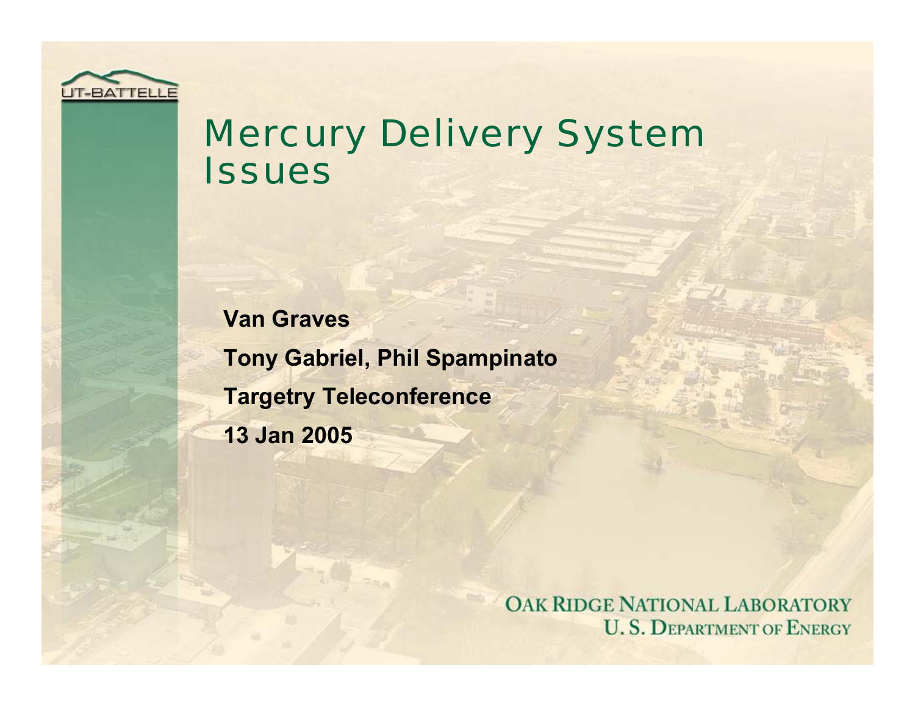# Mercury Delivery System Issues

**Van Graves**

**Tony Gabriel, Phil Spampinato**

**Targetry Teleconference**

**13 Jan 2005**

UT-BATTELLE

OAK RIDGE NATIONAL LABORATORY
U. S. DEPARTMENT OF ENERGY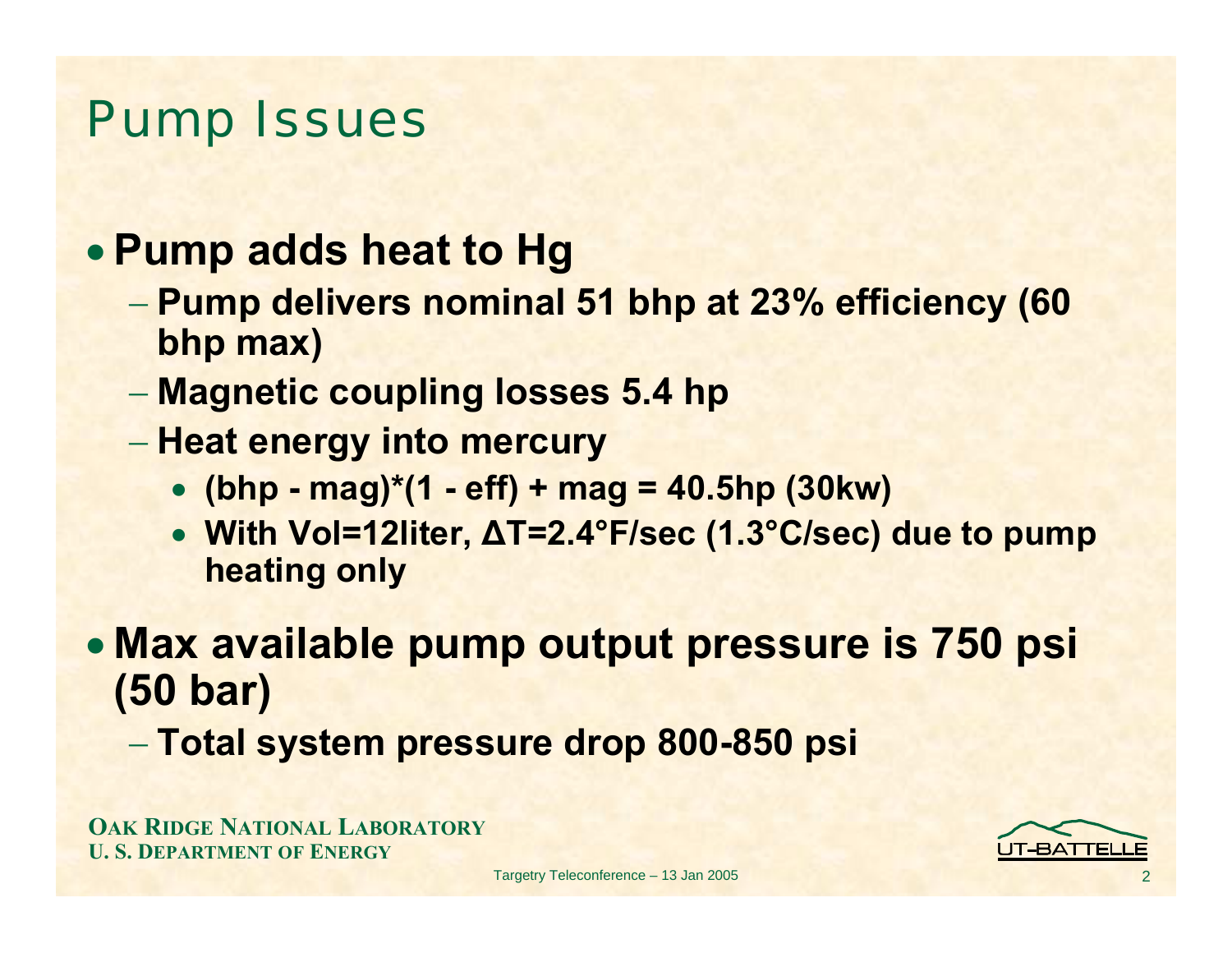# Pump Issues

- **Pump adds heat to Hg**
  - **Pump delivers nominal 51 bhp at 23% efficiency (60 bhp max)**
  - **Magnetic coupling losses 5.4 hp**
  - **Heat energy into mercury**
    - **(bhp - mag)*(1 - eff) + mag = 40.5hp (30kw)**
    - **With Vol=12liter, $\Delta T$=2.4°F/sec (1.3°C/sec) due to pump heating only**
- **Max available pump output pressure is 750 psi (50 bar)**
  - **Total system pressure drop 800-850 psi**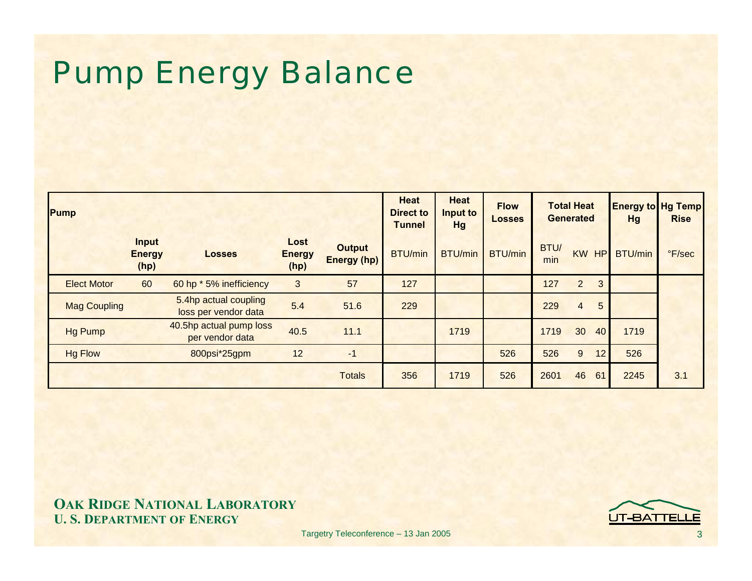# Pump Energy Balance

| Pump | | | | | Heat Direct to Tunnel | Heat Input to Hg | Flow Losses | Total Heat Generated | | | Energy to Hg | Hg Temp Rise |
|---|---|---|---|---|---|---|---|---|---|---|---|---|
| | Input Energy (hp) | Losses | Lost Energy (hp) | Output Energy (hp) | BTU/min | BTU/min | BTU/min | BTU/min | KW | HP | BTU/min | °F/sec |
| Elect Motor | 60 | 60 hp * 5% inefficiency | 3 | 57 | 127 | | | 127 | 2 | 3 | | |
| Mag Coupling | | 5.4hp actual coupling loss per vendor data | 5.4 | 51.6 | 229 | | | 229 | 4 | 5 | | |
| Hg Pump | | 40.5hp actual pump loss per vendor data | 40.5 | 11.1 | | 1719 | | 1719 | 30 | 40 | 1719 | |
| Hg Flow | | 800psi*25gpm | 12 | -1 | | | 526 | 526 | 9 | 12 | 526 | |
| | | | | Totals | 356 | 1719 | 526 | 2601 | 46 | 61 | 2245 | 3.1 |

**OAK RIDGE NATIONAL LABORATORY**
**U. S. DEPARTMENT OF ENERGY**

Targetry Teleconference – 13 Jan 2005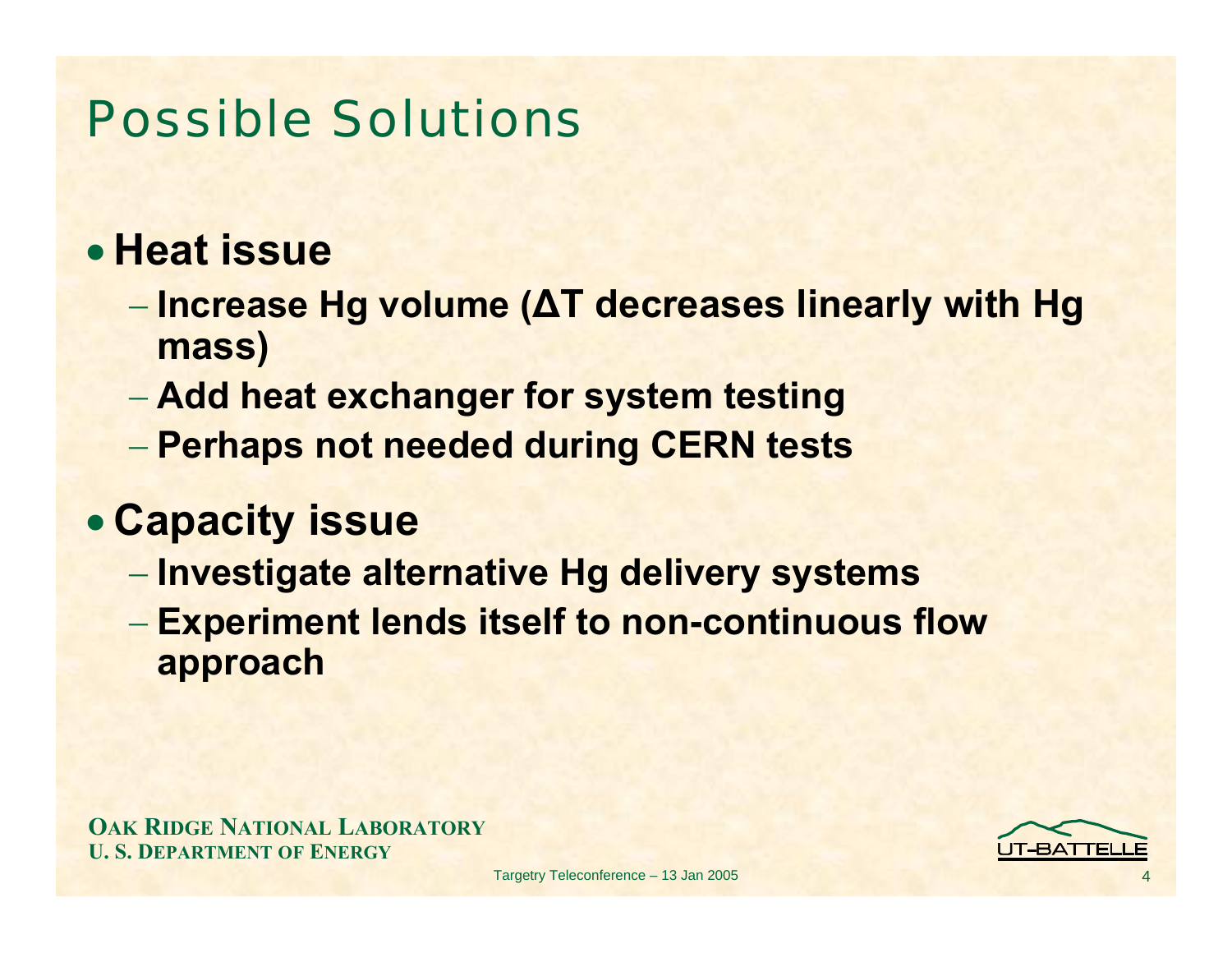# Possible Solutions

- **Heat issue**
  - **Increase Hg volume ($\Delta T$ decreases linearly with Hg mass)**
  - **Add heat exchanger for system testing**
  - **Perhaps not needed during CERN tests**
- **Capacity issue**
  - **Investigate alternative Hg delivery systems**
  - **Experiment lends itself to non-continuous flow approach**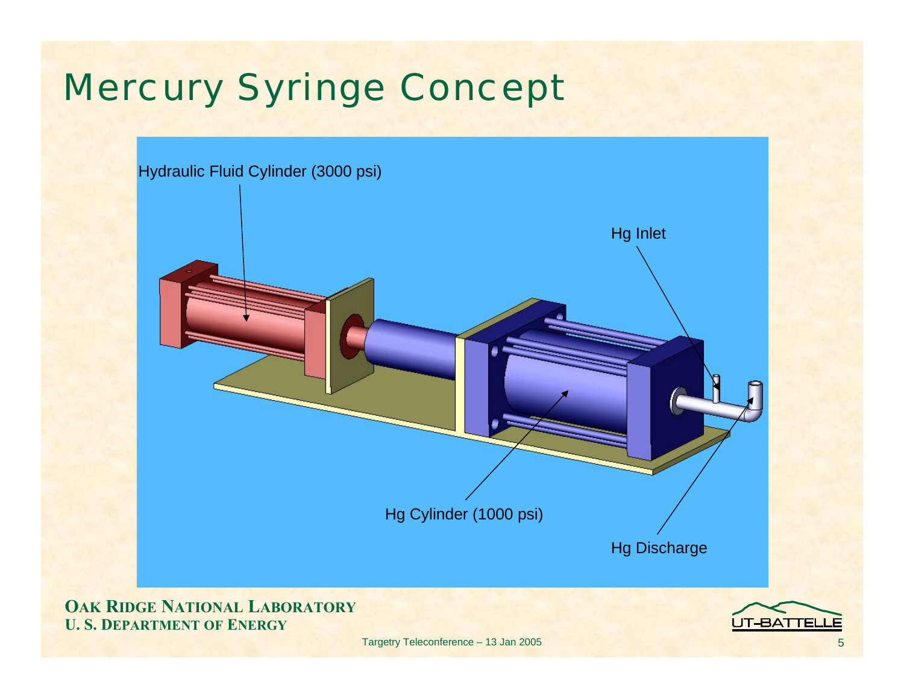# Mercury Syringe Concept

Hydraulic Fluid Cylinder (3000 psi)

Hg Inlet

Hg Cylinder (1000 psi)

Hg Discharge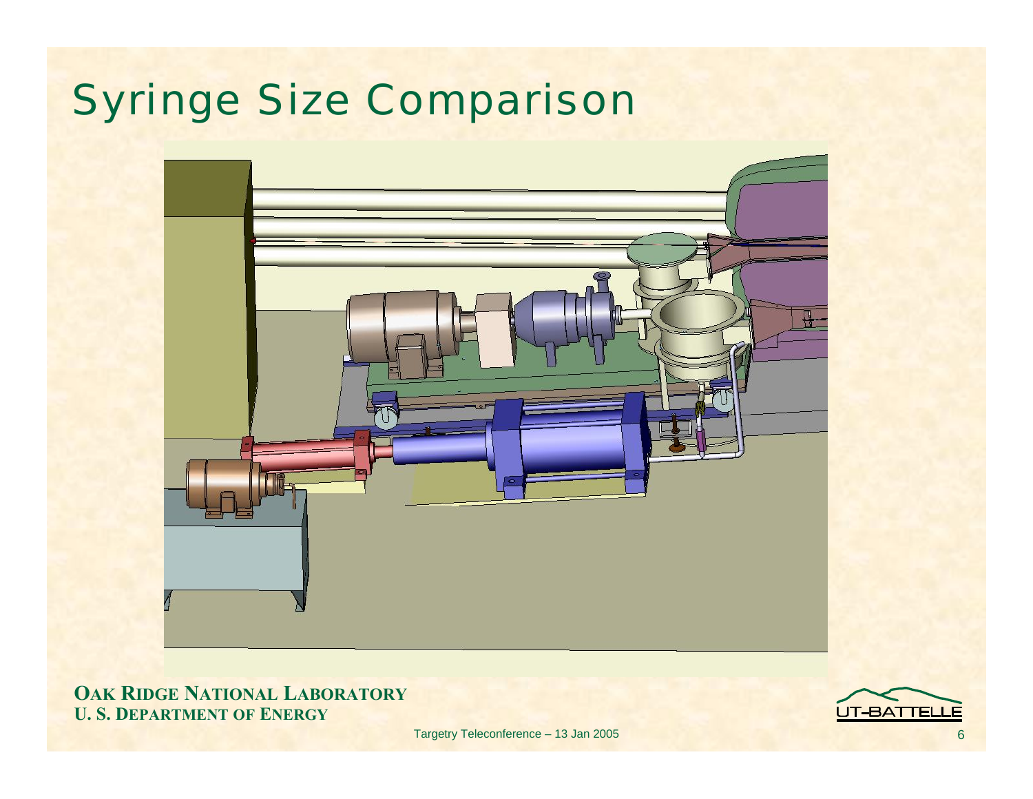# Syringe Size Comparison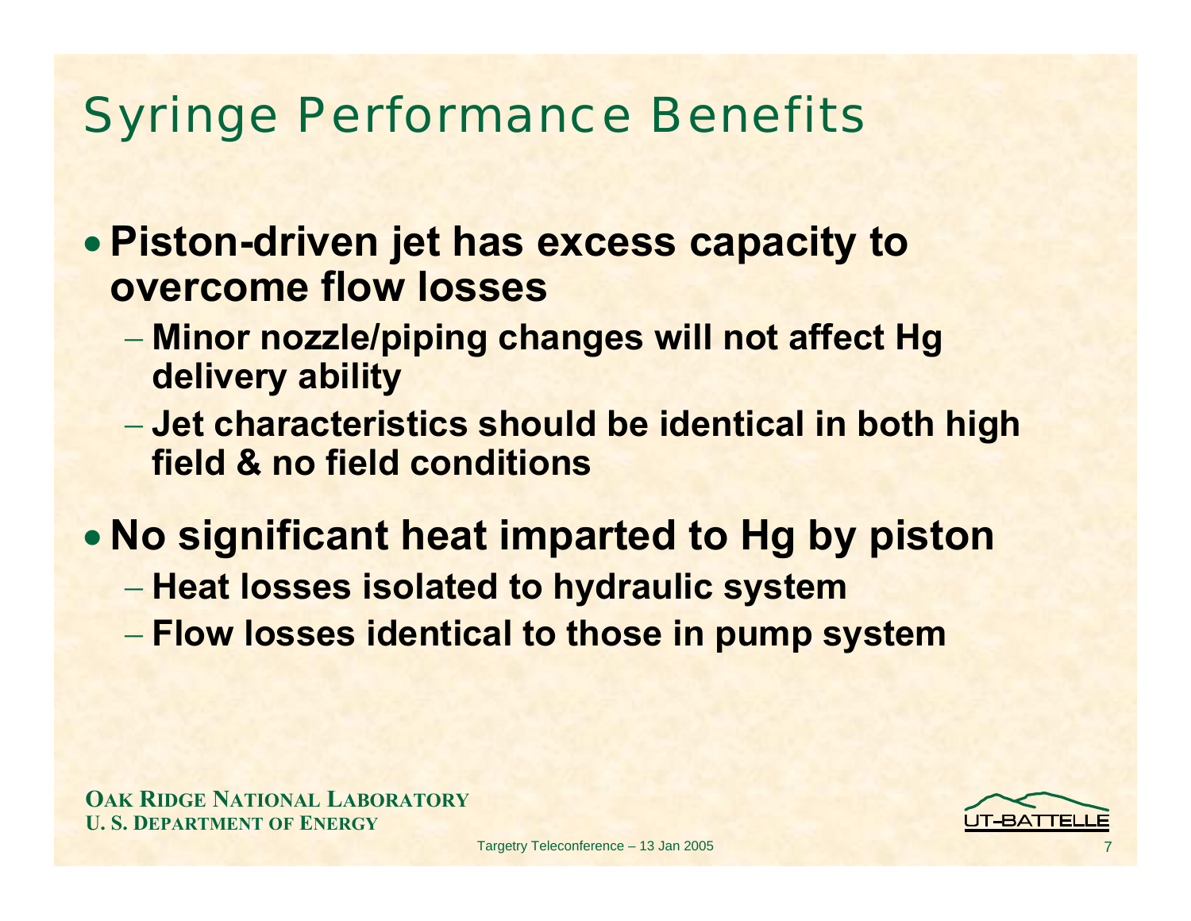# Syringe Performance Benefits

- **Piston-driven jet has excess capacity to overcome flow losses**
  - **Minor nozzle/piping changes will not affect Hg delivery ability**
  - **Jet characteristics should be identical in both high field & no field conditions**
- **No significant heat imparted to Hg by piston**
  - **Heat losses isolated to hydraulic system**
  - **Flow losses identical to those in pump system**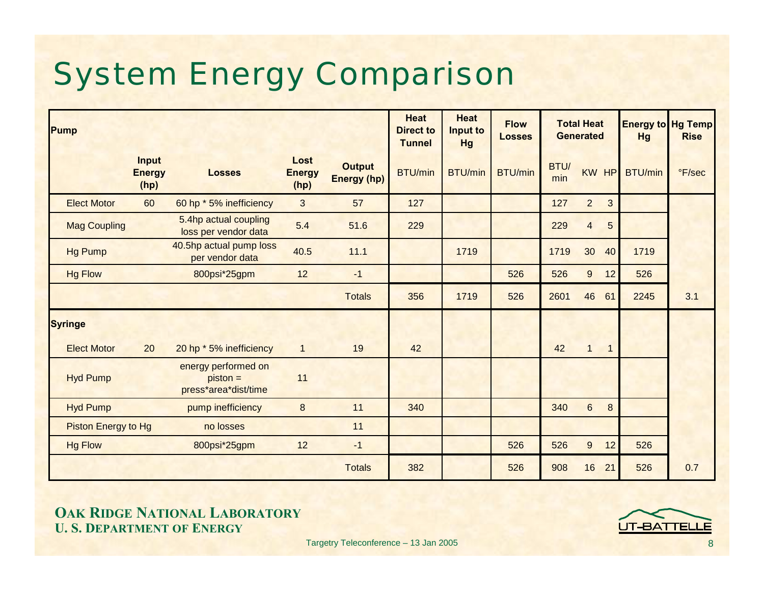# System Energy Comparison

| Pump | | | | | Heat Direct to Tunnel | Heat Input to Hg | Flow Losses | Total Heat Generated | | | Energy to Hg | Hg Temp Rise |
|---|---|---|---|---|---|---|---|---|---|---|---|---|
| | Input Energy (hp) | Losses | Lost Energy (hp) | Output Energy (hp) | BTU/min | BTU/min | BTU/min | BTU/min | KW | HP | BTU/min | °F/sec |
| Elect Motor | 60 | 60 hp * 5% inefficiency | 3 | 57 | 127 | | | 127 | 2 | 3 | | |
| Mag Coupling | | 5.4hp actual coupling loss per vendor data | 5.4 | 51.6 | 229 | | | 229 | 4 | 5 | | |
| Hg Pump | | 40.5hp actual pump loss per vendor data | 40.5 | 11.1 | | 1719 | | 1719 | 30 | 40 | 1719 | |
| Hg Flow | | 800psi*25gpm | 12 | -1 | | | 526 | 526 | 9 | 12 | 526 | |
| | | | | Totals | 356 | 1719 | 526 | 2601 | 46 | 61 | 2245 | 3.1 |
| **Syringe** | | | | | | | | | | | | |
| Elect Motor | 20 | 20 hp * 5% inefficiency | 1 | 19 | 42 | | | 42 | 1 | 1 | | |
| Hyd Pump | | energy performed on piston = press*area*dist/time | 11 | | | | | | | | | |
| Hyd Pump | | pump inefficiency | 8 | 11 | 340 | | | 340 | 6 | 8 | | |
| Piston Energy to Hg | | no losses | | 11 | | | | | | | | |
| Hg Flow | | 800psi*25gpm | 12 | -1 | | | 526 | 526 | 9 | 12 | 526 | |
| | | | | Totals | 382 | | 526 | 908 | 16 | 21 | 526 | 0.7 |

**OAK RIDGE NATIONAL LABORATORY**
**U. S. DEPARTMENT OF ENERGY**

UT-BATTELLE

Targetry Teleconference – 13 Jan 2005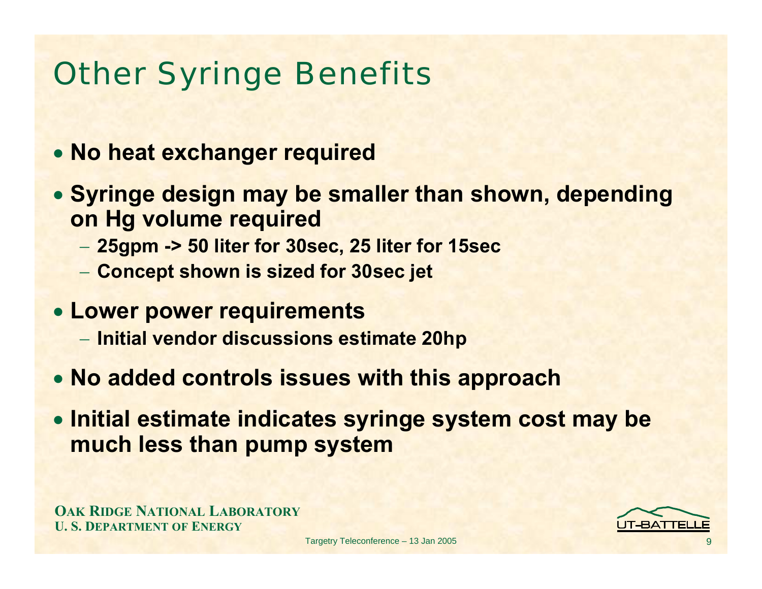# Other Syringe Benefits

- **No heat exchanger required**
- **Syringe design may be smaller than shown, depending on Hg volume required**
  - **25gpm -> 50 liter for 30sec, 25 liter for 15sec**
  - **Concept shown is sized for 30sec jet**
- **Lower power requirements**
  - **Initial vendor discussions estimate 20hp**
- **No added controls issues with this approach**
- **Initial estimate indicates syringe system cost may be much less than pump system**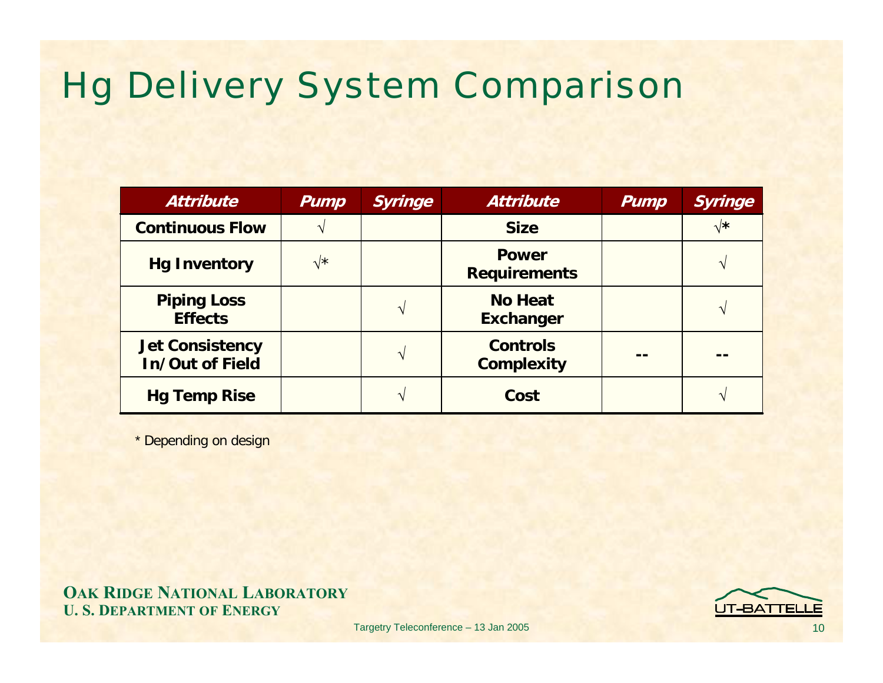# Hg Delivery System Comparison

| *Attribute* | *Pump* | *Syringe* | *Attribute* | *Pump* | *Syringe* |
|---|---|---|---|---|---|
| **Continuous Flow** | √ | | **Size** | | √* |
| **Hg Inventory** | √* | | **Power Requirements** | | √ |
| **Piping Loss Effects** | | √ | **No Heat Exchanger** | | √ |
| **Jet Consistency In/Out of Field** | | √ | **Controls Complexity** | -- | -- |
| **Hg Temp Rise** | | √ | **Cost** | | √ |

\* Depending on design

**OAK RIDGE NATIONAL LABORATORY**
**U. S. DEPARTMENT OF ENERGY**

Targetry Teleconference – 13 Jan 2005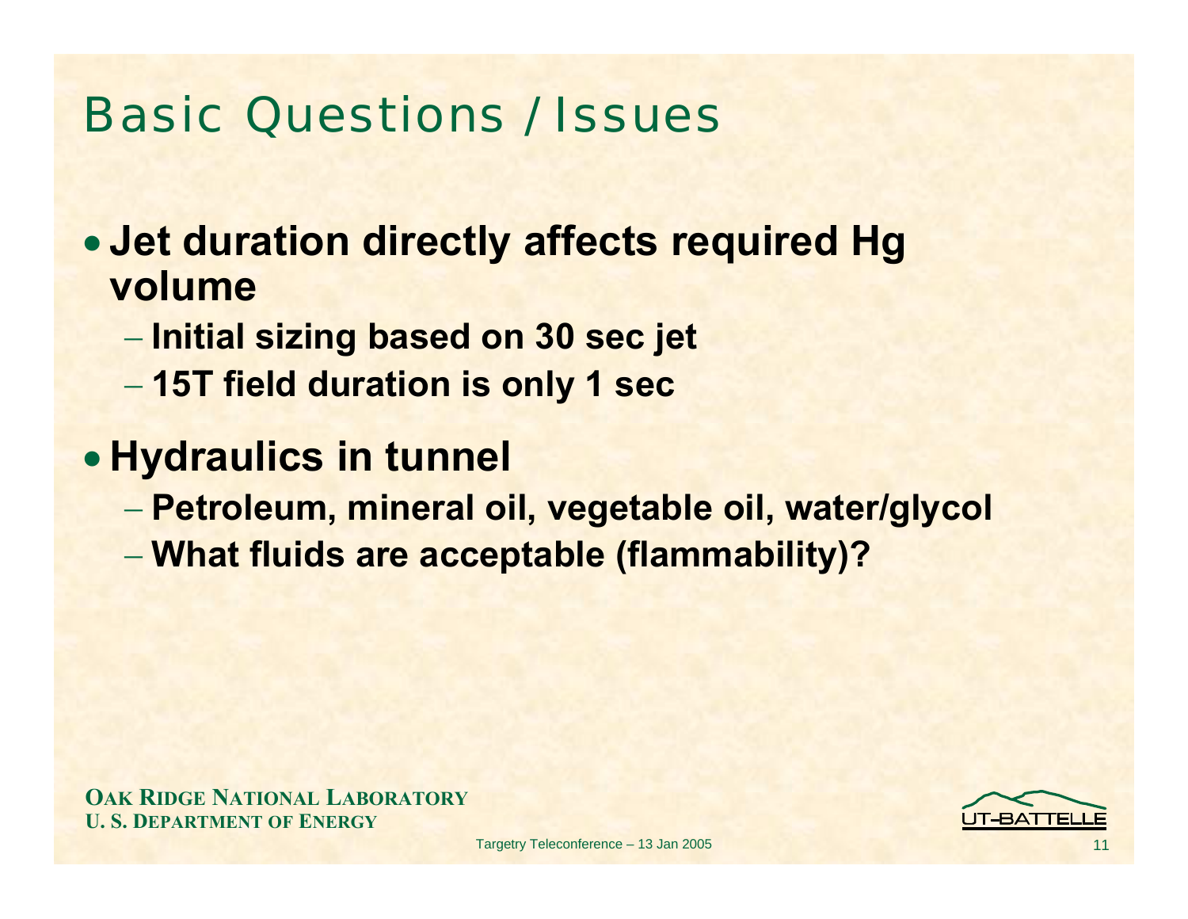# Basic Questions / Issues

- **Jet duration directly affects required Hg volume**
  - **Initial sizing based on 30 sec jet**
  - **15T field duration is only 1 sec**
- **Hydraulics in tunnel**
  - **Petroleum, mineral oil, vegetable oil, water/glycol**
  - **What fluids are acceptable (flammability)?**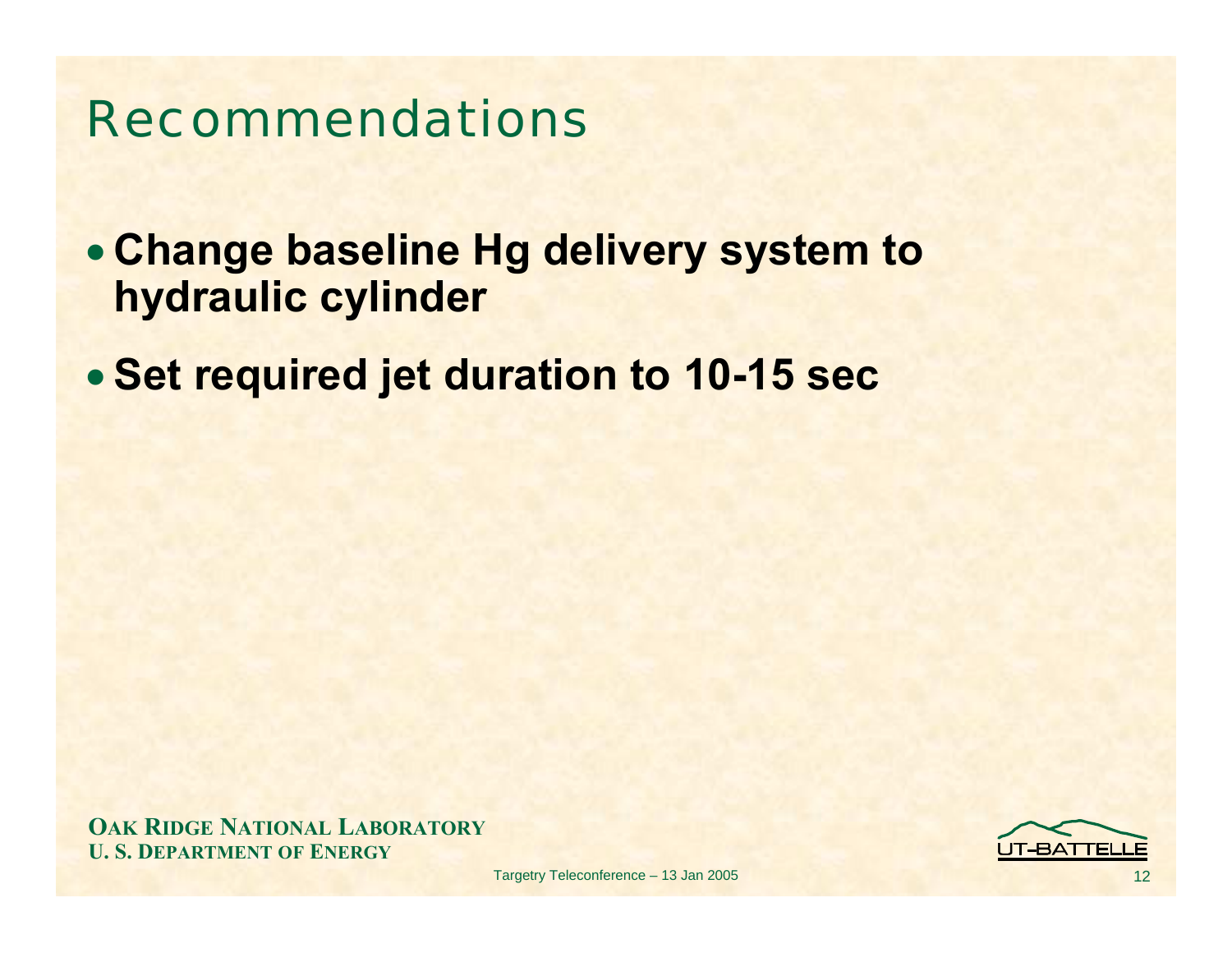# Recommendations

- **Change baseline Hg delivery system to hydraulic cylinder**
- **Set required jet duration to 10-15 sec**